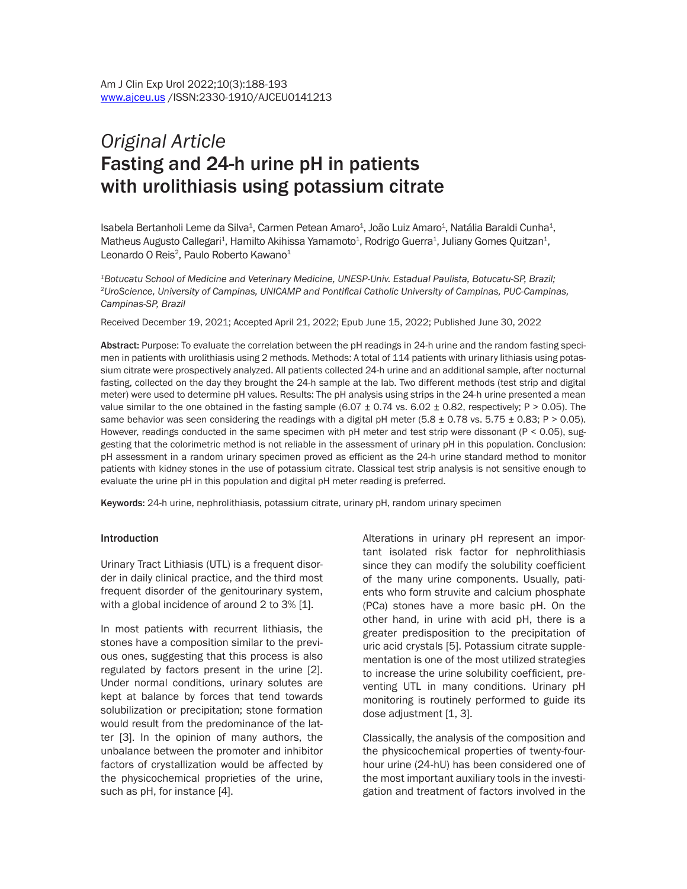*Original Article*

# Fasting and 24-h urine pH in patients with urolithiasis using potassium citrate

Isabela Bertanholi Leme da Silva[1], Carmen Petean Amaro[1], João Luiz Amaro[1], Natália Baraldi Cunha[1], Matheus Augusto Callegari[1], Hamilto Akihissa Yamamoto[1], Rodrigo Guerra[1], Juliany Gomes Quitzan[1], Leonardo O Reis[2], Paulo Roberto Kawano[1]

*[1]Botucatu School of Medicine and Veterinary Medicine, UNESP-Univ. Estadual Paulista, Botucatu-SP, Brazil; [2]UroScience, University of Campinas, UNICAMP and Pontifical Catholic University of Campinas, PUC-Campinas, Campinas-SP, Brazil*

Received December 19, 2021; Accepted April 21, 2022; Epub June 15, 2022; Published June 30, 2022

**Abstract:** Purpose: To evaluate the correlation between the pH readings in 24-h urine and the random fasting specimen in patients with urolithiasis using 2 methods. Methods: A total of 114 patients with urinary lithiasis using potassium citrate were prospectively analyzed. All patients collected 24-h urine and an additional sample, after nocturnal fasting, collected on the day they brought the 24-h sample at the lab. Two different methods (test strip and digital meter) were used to determine pH values. Results: The pH analysis using strips in the 24-h urine presented a mean value similar to the one obtained in the fasting sample ($6.07 \pm 0.74$ vs. $6.02 \pm 0.82$, respectively; $P > 0.05$). The same behavior was seen considering the readings with a digital pH meter ($5.8 \pm 0.78$ vs. $5.75 \pm 0.83$; $P > 0.05$). However, readings conducted in the same specimen with pH meter and test strip were dissonant ($P < 0.05$), suggesting that the colorimetric method is not reliable in the assessment of urinary pH in this population. Conclusion: pH assessment in a random urinary specimen proved as efficient as the 24-h urine standard method to monitor patients with kidney stones in the use of potassium citrate. Classical test strip analysis is not sensitive enough to evaluate the urine pH in this population and digital pH meter reading is preferred.

**Keywords:** 24-h urine, nephrolithiasis, potassium citrate, urinary pH, random urinary specimen

## Introduction

Urinary Tract Lithiasis (UTL) is a frequent disorder in daily clinical practice, and the third most frequent disorder of the genitourinary system, with a global incidence of around 2 to 3% [1].

In most patients with recurrent lithiasis, the stones have a composition similar to the previous ones, suggesting that this process is also regulated by factors present in the urine [2]. Under normal conditions, urinary solutes are kept at balance by forces that tend towards solubilization or precipitation; stone formation would result from the predominance of the latter [3]. In the opinion of many authors, the unbalance between the promoter and inhibitor factors of crystallization would be affected by the physicochemical proprieties of the urine, such as pH, for instance [4].

Alterations in urinary pH represent an important isolated risk factor for nephrolithiasis since they can modify the solubility coefficient of the many urine components. Usually, patients who form struvite and calcium phosphate (PCa) stones have a more basic pH. On the other hand, in urine with acid pH, there is a greater predisposition to the precipitation of uric acid crystals [5]. Potassium citrate supplementation is one of the most utilized strategies to increase the urine solubility coefficient, preventing UTL in many conditions. Urinary pH monitoring is routinely performed to guide its dose adjustment [1, 3].

Classically, the analysis of the composition and the physicochemical properties of twenty-four-hour urine (24-hU) has been considered one of the most important auxiliary tools in the investigation and treatment of factors involved in the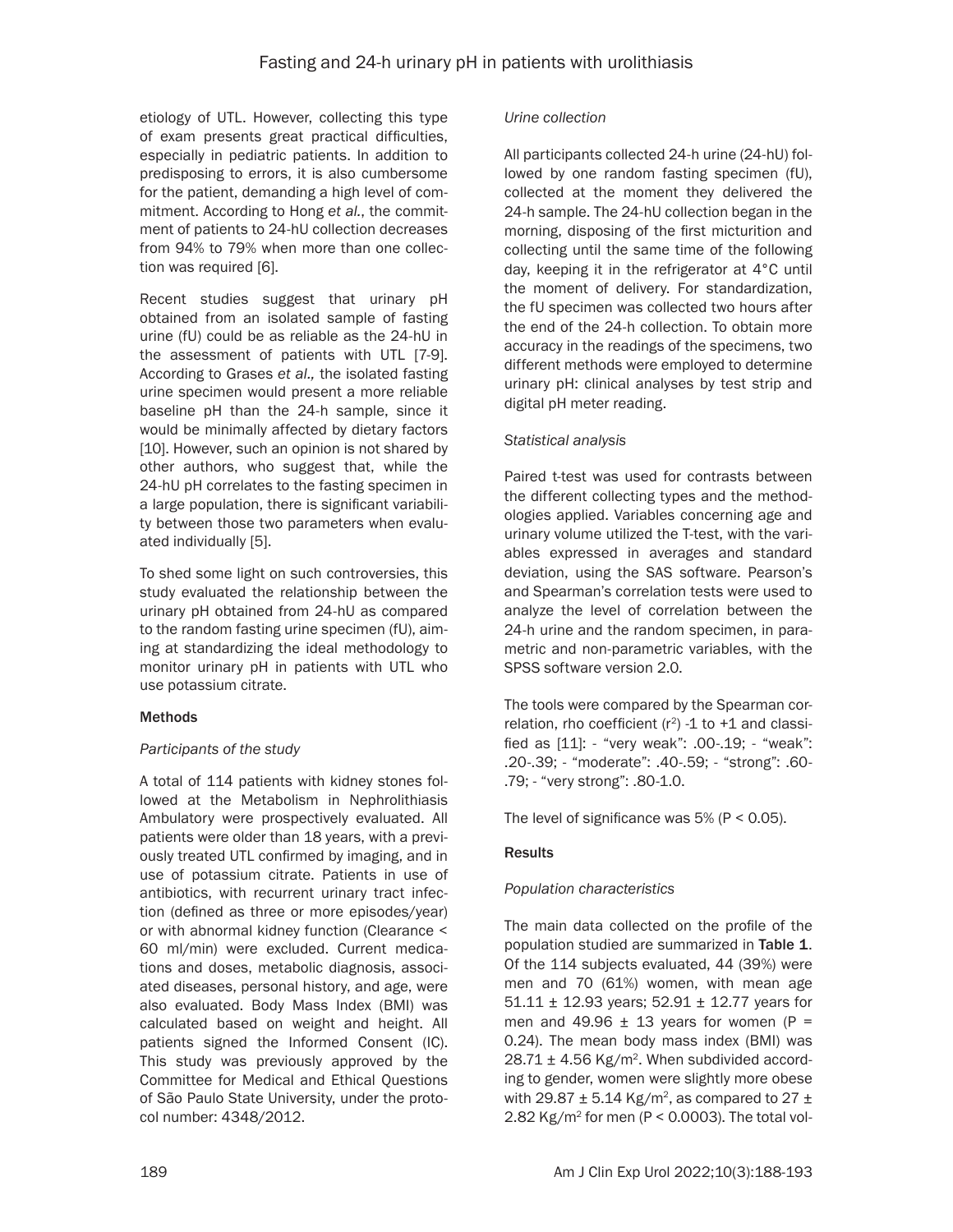etiology of UTL. However, collecting this type of exam presents great practical difficulties, especially in pediatric patients. In addition to predisposing to errors, it is also cumbersome for the patient, demanding a high level of commitment. According to Hong *et al.*, the commitment of patients to 24-hU collection decreases from 94% to 79% when more than one collection was required [6].

Recent studies suggest that urinary pH obtained from an isolated sample of fasting urine (fU) could be as reliable as the 24-hU in the assessment of patients with UTL [7-9]. According to Grases *et al.,* the isolated fasting urine specimen would present a more reliable baseline pH than the 24-h sample, since it would be minimally affected by dietary factors [10]. However, such an opinion is not shared by other authors, who suggest that, while the 24-hU pH correlates to the fasting specimen in a large population, there is significant variability between those two parameters when evaluated individually [5].

To shed some light on such controversies, this study evaluated the relationship between the urinary pH obtained from 24-hU as compared to the random fasting urine specimen (fU), aiming at standardizing the ideal methodology to monitor urinary pH in patients with UTL who use potassium citrate.

## Methods

### *Participants of the study*

A total of 114 patients with kidney stones followed at the Metabolism in Nephrolithiasis Ambulatory were prospectively evaluated. All patients were older than 18 years, with a previously treated UTL confirmed by imaging, and in use of potassium citrate. Patients in use of antibiotics, with recurrent urinary tract infection (defined as three or more episodes/year) or with abnormal kidney function (Clearance < 60 ml/min) were excluded. Current medications and doses, metabolic diagnosis, associated diseases, personal history, and age, were also evaluated. Body Mass Index (BMI) was calculated based on weight and height. All patients signed the Informed Consent (IC). This study was previously approved by the Committee for Medical and Ethical Questions of São Paulo State University, under the protocol number: 4348/2012.

### *Urine collection*

All participants collected 24-h urine (24-hU) followed by one random fasting specimen (fU), collected at the moment they delivered the 24-h sample. The 24-hU collection began in the morning, disposing of the first micturition and collecting until the same time of the following day, keeping it in the refrigerator at 4°C until the moment of delivery. For standardization, the fU specimen was collected two hours after the end of the 24-h collection. To obtain more accuracy in the readings of the specimens, two different methods were employed to determine urinary pH: clinical analyses by test strip and digital pH meter reading.

### *Statistical analysis*

Paired t-test was used for contrasts between the different collecting types and the methodologies applied. Variables concerning age and urinary volume utilized the T-test, with the variables expressed in averages and standard deviation, using the SAS software. Pearson's and Spearman's correlation tests were used to analyze the level of correlation between the 24-h urine and the random specimen, in parametric and non-parametric variables, with the SPSS software version 2.0.

The tools were compared by the Spearman correlation, rho coefficient ($r^2$) -1 to +1 and classified as [11]: - "very weak": .00-.19; - "weak": .20-.39; - "moderate": .40-.59; - "strong": .60-.79; - "very strong": .80-1.0.

The level of significance was 5% ($P < 0.05$).

## Results

### *Population characteristics*

The main data collected on the profile of the population studied are summarized in **Table 1**. Of the 114 subjects evaluated, 44 (39%) were men and 70 (61%) women, with mean age 51.11 ± 12.93 years; 52.91 ± 12.77 years for men and 49.96 ± 13 years for women ($P = 0.24$). The mean body mass index (BMI) was 28.71 ± 4.56 Kg/m$^2$. When subdivided according to gender, women were slightly more obese with 29.87 ± 5.14 Kg/m$^2$, as compared to 27 ± 2.82 Kg/m$^2$ for men ($P < 0.0003$). The total vol-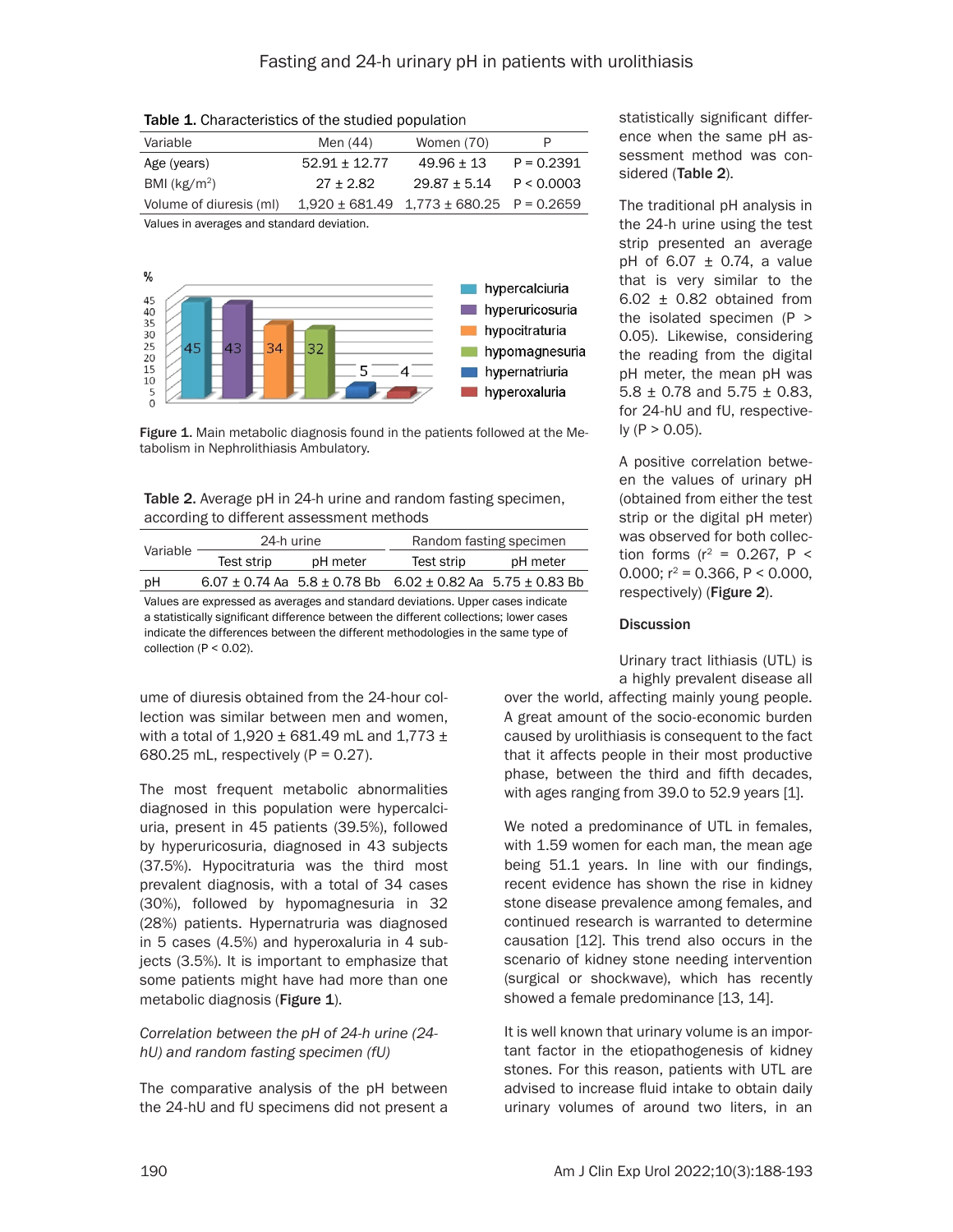**Table 1.** Characteristics of the studied population

| Variable | Men (44) | Women (70) | P |
|---|---|---|---|
| Age (years) | 52.91 ± 12.77 | 49.96 ± 13 | P = 0.2391 |
| BMI (kg/m$^2$) | 27 ± 2.82 | 29.87 ± 5.14 | P < 0.0003 |
| Volume of diuresis (ml) | 1,920 ± 681.49 | 1,773 ± 680.25 | P = 0.2659 |

Values in averages and standard deviation.

Figure 1. Main metabolic diagnosis found in the patients followed at the Metabolism in Nephrolithiasis Ambulatory.

**Table 2.** Average pH in 24-h urine and random fasting specimen, according to different assessment methods

| Variable | 24-h urine | | Random fasting specimen | |
|---|---|---|---|---|
| | Test strip | pH meter | Test strip | pH meter |
| pH | 6.07 ± 0.74 Aa | 5.8 ± 0.78 Bb | 6.02 ± 0.82 Aa | 5.75 ± 0.83 Bb |

Values are expressed as averages and standard deviations. Upper cases indicate a statistically significant difference between the different collections; lower cases indicate the differences between the different methodologies in the same type of collection (P < 0.02).

ume of diuresis obtained from the 24-hour collection was similar between men and women, with a total of 1,920 ± 681.49 mL and 1,773 ± 680.25 mL, respectively (P = 0.27).

The most frequent metabolic abnormalities diagnosed in this population were hypercalciuria, present in 45 patients (39.5%), followed by hyperuricosuria, diagnosed in 43 subjects (37.5%). Hypocitraturia was the third most prevalent diagnosis, with a total of 34 cases (30%), followed by hypomagnesuria in 32 (28%) patients. Hypernatruria was diagnosed in 5 cases (4.5%) and hyperoxaluria in 4 subjects (3.5%). It is important to emphasize that some patients might have had more than one metabolic diagnosis (**Figure 1**).

*Correlation between the pH of 24-h urine (24-hU) and random fasting specimen (fU)*

The comparative analysis of the pH between the 24-hU and fU specimens did not present a statistically significant difference when the same pH assessment method was considered (**Table 2**).

The traditional pH analysis in the 24-h urine using the test strip presented an average pH of 6.07 ± 0.74, a value that is very similar to the 6.02 ± 0.82 obtained from the isolated specimen (P > 0.05). Likewise, considering the reading from the digital pH meter, the mean pH was 5.8 ± 0.78 and 5.75 ± 0.83, for 24-hU and fU, respectively (P > 0.05).

A positive correlation between the values of urinary pH (obtained from either the test strip or the digital pH meter) was observed for both collection forms ($r^2$ = 0.267, P < 0.000; $r^2$ = 0.366, P < 0.000, respectively) (**Figure 2**).

## Discussion

Urinary tract lithiasis (UTL) is a highly prevalent disease all over the world, affecting mainly young people. A great amount of the socio-economic burden caused by urolithiasis is consequent to the fact that it affects people in their most productive phase, between the third and fifth decades, with ages ranging from 39.0 to 52.9 years [1].

We noted a predominance of UTL in females, with 1.59 women for each man, the mean age being 51.1 years. In line with our findings, recent evidence has shown the rise in kidney stone disease prevalence among females, and continued research is warranted to determine causation [12]. This trend also occurs in the scenario of kidney stone needing intervention (surgical or shockwave), which has recently showed a female predominance [13, 14].

It is well known that urinary volume is an important factor in the etiopathogenesis of kidney stones. For this reason, patients with UTL are advised to increase fluid intake to obtain daily urinary volumes of around two liters, in an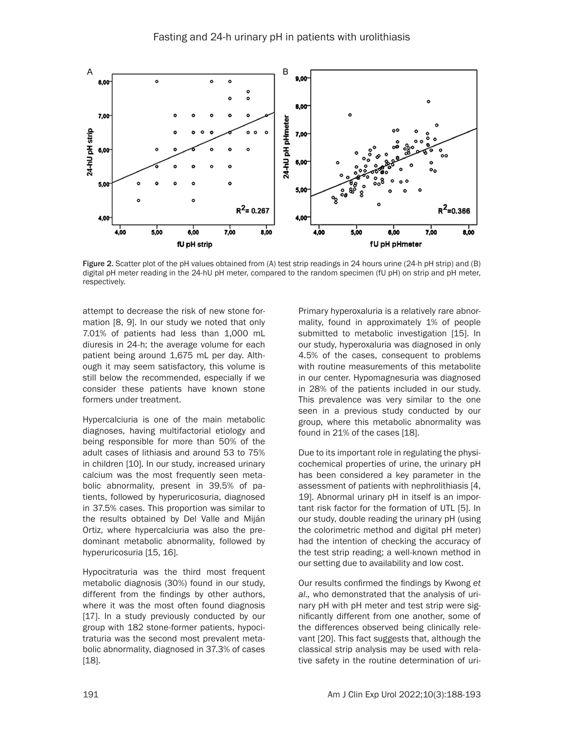Figure 2. Scatter plot of the pH values obtained from (A) test strip readings in 24 hours urine (24-h pH strip) and (B) digital pH meter reading in the 24-hU pH meter, compared to the random specimen (fU pH) on strip and pH meter, respectively.

attempt to decrease the risk of new stone formation [8, 9]. In our study we noted that only 7.01% of patients had less than 1,000 mL diuresis in 24-h; the average volume for each patient being around 1,675 mL per day. Although it may seem satisfactory, this volume is still below the recommended, especially if we consider these patients have known stone formers under treatment.

Hypercalciuria is one of the main metabolic diagnoses, having multifactorial etiology and being responsible for more than 50% of the adult cases of lithiasis and around 53 to 75% in children [10]. In our study, increased urinary calcium was the most frequently seen metabolic abnormality, present in 39.5% of patients, followed by hyperuricosuria, diagnosed in 37.5% cases. This proportion was similar to the results obtained by Del Valle and Miján Ortiz, where hypercalciuria was also the predominant metabolic abnormality, followed by hyperuricosuria [15, 16].

Hypocitraturia was the third most frequent metabolic diagnosis (30%) found in our study, different from the findings by other authors, where it was the most often found diagnosis [17]. In a study previously conducted by our group with 182 stone-former patients, hypocitraturia was the second most prevalent metabolic abnormality, diagnosed in 37.3% of cases [18].

Primary hyperoxaluria is a relatively rare abnormality, found in approximately 1% of people submitted to metabolic investigation [15]. In our study, hyperoxaluria was diagnosed in only 4.5% of the cases, consequent to problems with routine measurements of this metabolite in our center. Hypomagnesuria was diagnosed in 28% of the patients included in our study. This prevalence was very similar to the one seen in a previous study conducted by our group, where this metabolic abnormality was found in 21% of the cases [18].

Due to its important role in regulating the physicochemical properties of urine, the urinary pH has been considered a key parameter in the assessment of patients with nephrolithiasis [4, 19]. Abnormal urinary pH in itself is an important risk factor for the formation of UTL [5]. In our study, double reading the urinary pH (using the colorimetric method and digital pH meter) had the intention of checking the accuracy of the test strip reading; a well-known method in our setting due to availability and low cost.

Our results confirmed the findings by Kwong *et al.,* who demonstrated that the analysis of urinary pH with pH meter and test strip were significantly different from one another, some of the differences observed being clinically relevant [20]. This fact suggests that, although the classical strip analysis may be used with relative safety in the routine determination of uri-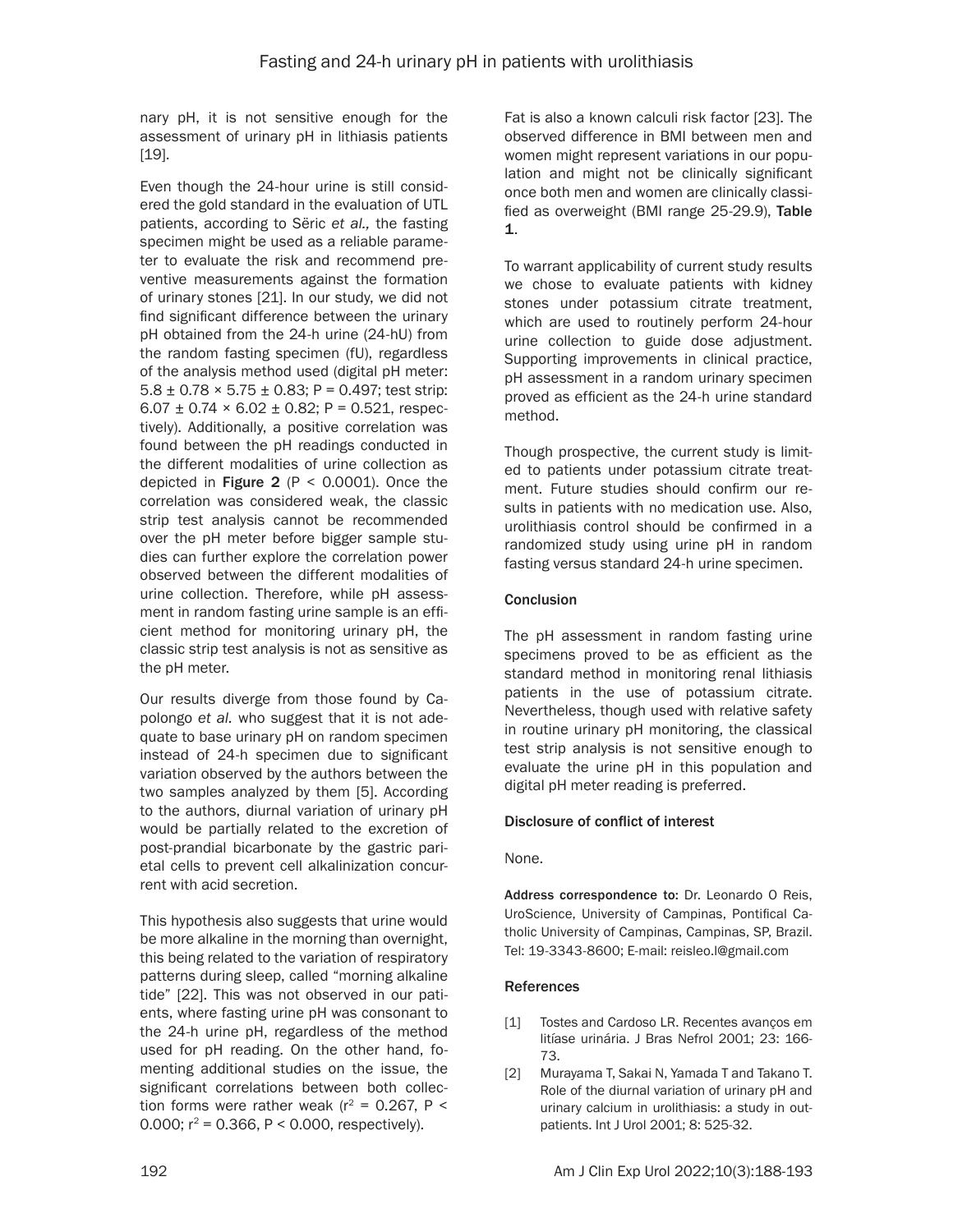nary pH, it is not sensitive enough for the assessment of urinary pH in lithiasis patients [19].

Even though the 24-hour urine is still considered the gold standard in the evaluation of UTL patients, according to Sëric *et al.,* the fasting specimen might be used as a reliable parameter to evaluate the risk and recommend preventive measurements against the formation of urinary stones [21]. In our study, we did not find significant difference between the urinary pH obtained from the 24-h urine (24-hU) from the random fasting specimen (fU), regardless of the analysis method used (digital pH meter: $5.8 \pm 0.78 \times 5.75 \pm 0.83$; $P = 0.497$; test strip: $6.07 \pm 0.74 \times 6.02 \pm 0.82$; $P = 0.521$, respectively). Additionally, a positive correlation was found between the pH readings conducted in the different modalities of urine collection as depicted in **Figure 2** ($P < 0.0001$). Once the correlation was considered weak, the classic strip test analysis cannot be recommended over the pH meter before bigger sample studies can further explore the correlation power observed between the different modalities of urine collection. Therefore, while pH assessment in random fasting urine sample is an efficient method for monitoring urinary pH, the classic strip test analysis is not as sensitive as the pH meter.

Our results diverge from those found by Capolongo *et al.* who suggest that it is not adequate to base urinary pH on random specimen instead of 24-h specimen due to significant variation observed by the authors between the two samples analyzed by them [5]. According to the authors, diurnal variation of urinary pH would be partially related to the excretion of post-prandial bicarbonate by the gastric parietal cells to prevent cell alkalinization concurrent with acid secretion.

This hypothesis also suggests that urine would be more alkaline in the morning than overnight, this being related to the variation of respiratory patterns during sleep, called "morning alkaline tide" [22]. This was not observed in our patients, where fasting urine pH was consonant to the 24-h urine pH, regardless of the method used for pH reading. On the other hand, fomenting additional studies on the issue, the significant correlations between both collection forms were rather weak ($r^2 = 0.267$, $P < 0.000$; $r^2 = 0.366$, $P < 0.000$, respectively).

Fat is also a known calculi risk factor [23]. The observed difference in BMI between men and women might represent variations in our population and might not be clinically significant once both men and women are clinically classified as overweight (BMI range 25-29.9), **Table 1**.

To warrant applicability of current study results we chose to evaluate patients with kidney stones under potassium citrate treatment, which are used to routinely perform 24-hour urine collection to guide dose adjustment. Supporting improvements in clinical practice, pH assessment in a random urinary specimen proved as efficient as the 24-h urine standard method.

Though prospective, the current study is limited to patients under potassium citrate treatment. Future studies should confirm our results in patients with no medication use. Also, urolithiasis control should be confirmed in a randomized study using urine pH in random fasting versus standard 24-h urine specimen.

## Conclusion

The pH assessment in random fasting urine specimens proved to be as efficient as the standard method in monitoring renal lithiasis patients in the use of potassium citrate. Nevertheless, though used with relative safety in routine urinary pH monitoring, the classical test strip analysis is not sensitive enough to evaluate the urine pH in this population and digital pH meter reading is preferred.

## Disclosure of conflict of interest

None.

**Address correspondence to:** Dr. Leonardo O Reis, UroScience, University of Campinas, Pontifical Catholic University of Campinas, Campinas, SP, Brazil. Tel: 19-3343-8600; E-mail: reisleo.l@gmail.com

## References

[1] Tostes and Cardoso LR. Recentes avanços em litíase urinária. J Bras Nefrol 2001; 23: 166-73.

[2] Murayama T, Sakai N, Yamada T and Takano T. Role of the diurnal variation of urinary pH and urinary calcium in urolithiasis: a study in outpatients. Int J Urol 2001; 8: 525-32.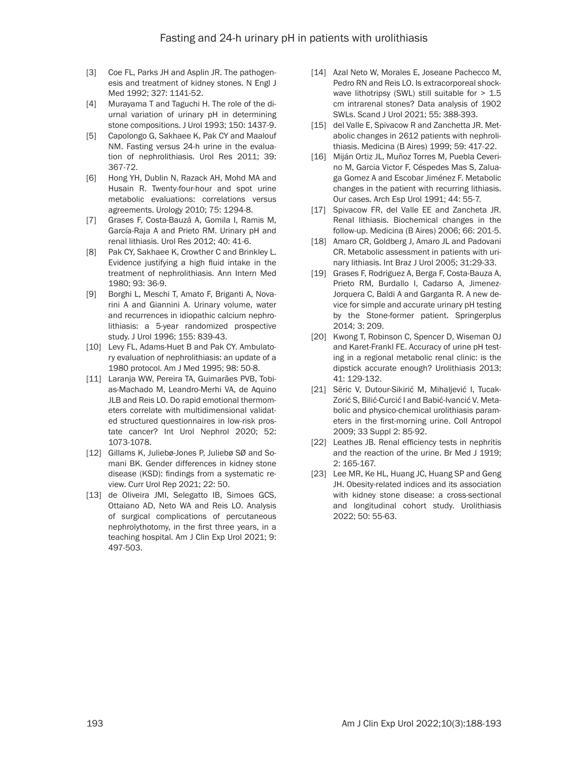[3] Coe FL, Parks JH and Asplin JR. The pathogenesis and treatment of kidney stones. N Engl J Med 1992; 327: 1141-52.

[4] Murayama T and Taguchi H. The role of the diurnal variation of urinary pH in determining stone compositions. J Urol 1993; 150: 1437-9.

[5] Capolongo G, Sakhaee K, Pak CY and Maalouf NM. Fasting versus 24-h urine in the evaluation of nephrolithiasis. Urol Res 2011; 39: 367-72.

[6] Hong YH, Dublin N, Razack AH, Mohd MA and Husain R. Twenty-four-hour and spot urine metabolic evaluations: correlations versus agreements. Urology 2010; 75: 1294-8.

[7] Grases F, Costa-Bauzá A, Gomila I, Ramis M, García-Raja A and Prieto RM. Urinary pH and renal lithiasis. Urol Res 2012; 40: 41-6.

[8] Pak CY, Sakhaee K, Crowther C and Brinkley L. Evidence justifying a high fluid intake in the treatment of nephrolithiasis. Ann Intern Med 1980; 93: 36-9.

[9] Borghi L, Meschi T, Amato F, Briganti A, Novarini A and Giannini A. Urinary volume, water and recurrences in idiopathic calcium nephrolithiasis: a 5-year randomized prospective study. J Urol 1996; 155: 839-43.

[10] Levy FL, Adams-Huet B and Pak CY. Ambulatory evaluation of nephrolithiasis: an update of a 1980 protocol. Am J Med 1995; 98: 50-8.

[11] Laranja WW, Pereira TA, Guimarães PVB, Tobias-Machado M, Leandro-Merhi VA, de Aquino JLB and Reis LO. Do rapid emotional thermometers correlate with multidimensional validated structured questionnaires in low-risk prostate cancer? Int Urol Nephrol 2020; 52: 1073-1078.

[12] Gillams K, Juliebø-Jones P, Juliebø SØ and Somani BK. Gender differences in kidney stone disease (KSD): findings from a systematic review. Curr Urol Rep 2021; 22: 50.

[13] de Oliveira JMI, Selegatto IB, Simoes GCS, Ottaiano AD, Neto WA and Reis LO. Analysis of surgical complications of percutaneous nephrolythotomy, in the first three years, in a teaching hospital. Am J Clin Exp Urol 2021; 9: 497-503.

[14] Azal Neto W, Morales E, Joseane Pachecco M, Pedro RN and Reis LO. Is extracorporeal shockwave lithotripsy (SWL) still suitable for > 1.5 cm intrarenal stones? Data analysis of 1902 SWLs. Scand J Urol 2021; 55: 388-393.

[15] del Valle E, Spivacow R and Zanchetta JR. Metabolic changes in 2612 patients with nephrolithiasis. Medicina (B Aires) 1999; 59: 417-22.

[16] Miján Ortiz JL, Muñoz Torres M, Puebla Ceverino M, Garcia Victor F, Céspedes Mas S, Zaluaga Gomez A and Escobar Jiménez F. Metabolic changes in the patient with recurring lithiasis. Our cases. Arch Esp Urol 1991; 44: 55-7.

[17] Spivacow FR, del Valle EE and Zancheta JR. Renal lithiasis. Biochemical changes in the follow-up. Medicina (B Aires) 2006; 66: 201-5.

[18] Amaro CR, Goldberg J, Amaro JL and Padovani CR. Metabolic assessment in patients with urinary lithiasis. Int Braz J Urol 2005; 31:29-33.

[19] Grases F, Rodriguez A, Berga F, Costa-Bauza A, Prieto RM, Burdallo I, Cadarso A, Jimenez-Jorquera C, Baldi A and Garganta R. A new device for simple and accurate urinary pH testing by the Stone-former patient. Springerplus 2014; 3: 209.

[20] Kwong T, Robinson C, Spencer D, Wiseman OJ and Karet-Frankl FE. Accuracy of urine pH testing in a regional metabolic renal clinic: is the dipstick accurate enough? Urolithiasis 2013; 41: 129-132.

[21] Sëric V, Dutour-Sikirić M, Mihaljević I, Tucak-Zorić S, Bilić-Curcić I and Babić-Ivancić V. Metabolic and physico-chemical urolithiasis parameters in the first-morning urine. Coll Antropol 2009; 33 Suppl 2: 85-92.

[22] Leathes JB. Renal efficiency tests in nephritis and the reaction of the urine. Br Med J 1919; 2: 165-167.

[23] Lee MR, Ke HL, Huang JC, Huang SP and Geng JH. Obesity-related indices and its association with kidney stone disease: a cross-sectional and longitudinal cohort study. Urolithiasis 2022; 50: 55-63.